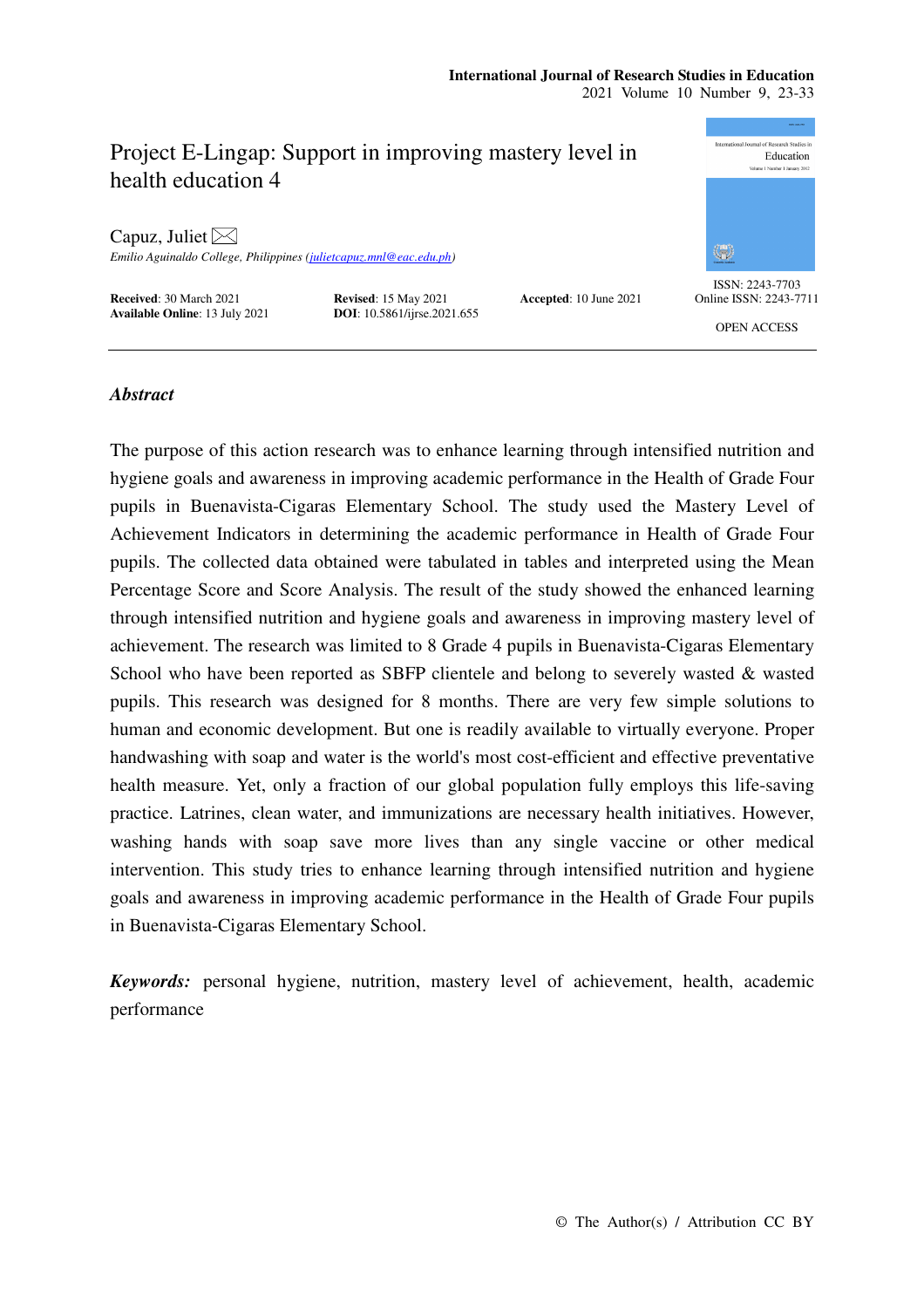# Project E-Lingap: Support in improving mastery level in health education 4

Capuz, Juliet

*Emilio Aguinaldo College, Philippines (julietcapuz.mnl@eac.edu.ph)*

**Received**: 30 March 2021 **Revised**: 15 May 2021 **Accepted**: 10 June 2021
**Available Online**: 13 July 2021 **DOI**: 10.5861/ijrse.2021.655

ISSN: 2243-7703
Online ISSN: 2243-7711

OPEN ACCESS

## *Abstract*

The purpose of this action research was to enhance learning through intensified nutrition and hygiene goals and awareness in improving academic performance in the Health of Grade Four pupils in Buenavista-Cigaras Elementary School. The study used the Mastery Level of Achievement Indicators in determining the academic performance in Health of Grade Four pupils. The collected data obtained were tabulated in tables and interpreted using the Mean Percentage Score and Score Analysis. The result of the study showed the enhanced learning through intensified nutrition and hygiene goals and awareness in improving mastery level of achievement. The research was limited to 8 Grade 4 pupils in Buenavista-Cigaras Elementary School who have been reported as SBFP clientele and belong to severely wasted & wasted pupils. This research was designed for 8 months. There are very few simple solutions to human and economic development. But one is readily available to virtually everyone. Proper handwashing with soap and water is the world's most cost-efficient and effective preventative health measure. Yet, only a fraction of our global population fully employs this life-saving practice. Latrines, clean water, and immunizations are necessary health initiatives. However, washing hands with soap save more lives than any single vaccine or other medical intervention. This study tries to enhance learning through intensified nutrition and hygiene goals and awareness in improving academic performance in the Health of Grade Four pupils in Buenavista-Cigaras Elementary School.

***Keywords:*** personal hygiene, nutrition, mastery level of achievement, health, academic performance

© The Author(s) / Attribution CC BY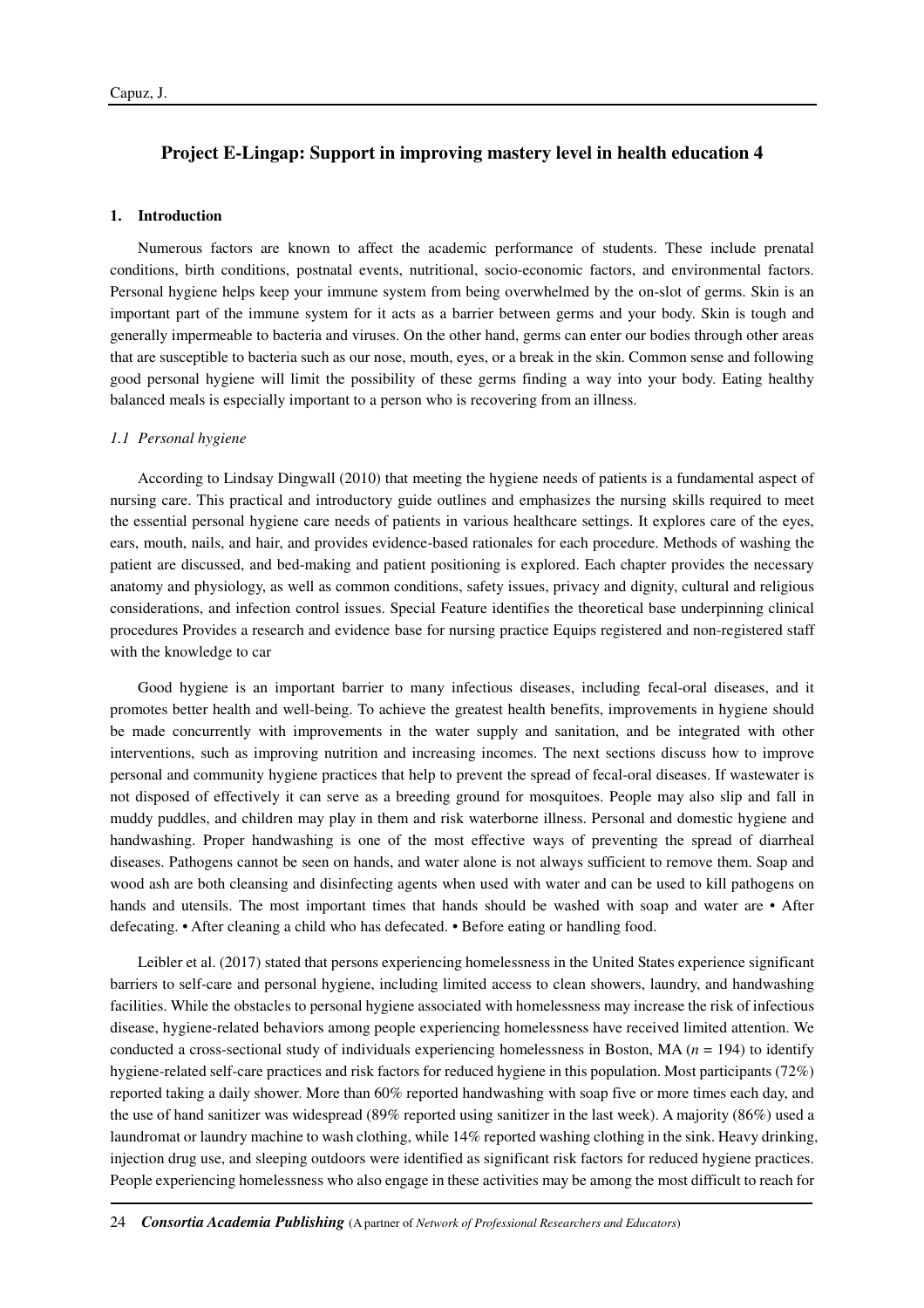## Project E-Lingap: Support in improving mastery level in health education 4

### 1. Introduction

Numerous factors are known to affect the academic performance of students. These include prenatal conditions, birth conditions, postnatal events, nutritional, socio-economic factors, and environmental factors. Personal hygiene helps keep your immune system from being overwhelmed by the on-slot of germs. Skin is an important part of the immune system for it acts as a barrier between germs and your body. Skin is tough and generally impermeable to bacteria and viruses. On the other hand, germs can enter our bodies through other areas that are susceptible to bacteria such as our nose, mouth, eyes, or a break in the skin. Common sense and following good personal hygiene will limit the possibility of these germs finding a way into your body. Eating healthy balanced meals is especially important to a person who is recovering from an illness.

#### *1.1 Personal hygiene*

According to Lindsay Dingwall (2010) that meeting the hygiene needs of patients is a fundamental aspect of nursing care. This practical and introductory guide outlines and emphasizes the nursing skills required to meet the essential personal hygiene care needs of patients in various healthcare settings. It explores care of the eyes, ears, mouth, nails, and hair, and provides evidence-based rationales for each procedure. Methods of washing the patient are discussed, and bed-making and patient positioning is explored. Each chapter provides the necessary anatomy and physiology, as well as common conditions, safety issues, privacy and dignity, cultural and religious considerations, and infection control issues. Special Feature identifies the theoretical base underpinning clinical procedures Provides a research and evidence base for nursing practice Equips registered and non-registered staff with the knowledge to car

Good hygiene is an important barrier to many infectious diseases, including fecal-oral diseases, and it promotes better health and well-being. To achieve the greatest health benefits, improvements in hygiene should be made concurrently with improvements in the water supply and sanitation, and be integrated with other interventions, such as improving nutrition and increasing incomes. The next sections discuss how to improve personal and community hygiene practices that help to prevent the spread of fecal-oral diseases. If wastewater is not disposed of effectively it can serve as a breeding ground for mosquitoes. People may also slip and fall in muddy puddles, and children may play in them and risk waterborne illness. Personal and domestic hygiene and handwashing. Proper handwashing is one of the most effective ways of preventing the spread of diarrheal diseases. Pathogens cannot be seen on hands, and water alone is not always sufficient to remove them. Soap and wood ash are both cleansing and disinfecting agents when used with water and can be used to kill pathogens on hands and utensils. The most important times that hands should be washed with soap and water are • After defecating. • After cleaning a child who has defecated. • Before eating or handling food.

Leibler et al. (2017) stated that persons experiencing homelessness in the United States experience significant barriers to self-care and personal hygiene, including limited access to clean showers, laundry, and handwashing facilities. While the obstacles to personal hygiene associated with homelessness may increase the risk of infectious disease, hygiene-related behaviors among people experiencing homelessness have received limited attention. We conducted a cross-sectional study of individuals experiencing homelessness in Boston, MA ($n$ = 194) to identify hygiene-related self-care practices and risk factors for reduced hygiene in this population. Most participants (72%) reported taking a daily shower. More than 60% reported handwashing with soap five or more times each day, and the use of hand sanitizer was widespread (89% reported using sanitizer in the last week). A majority (86%) used a laundromat or laundry machine to wash clothing, while 14% reported washing clothing in the sink. Heavy drinking, injection drug use, and sleeping outdoors were identified as significant risk factors for reduced hygiene practices. People experiencing homelessness who also engage in these activities may be among the most difficult to reach for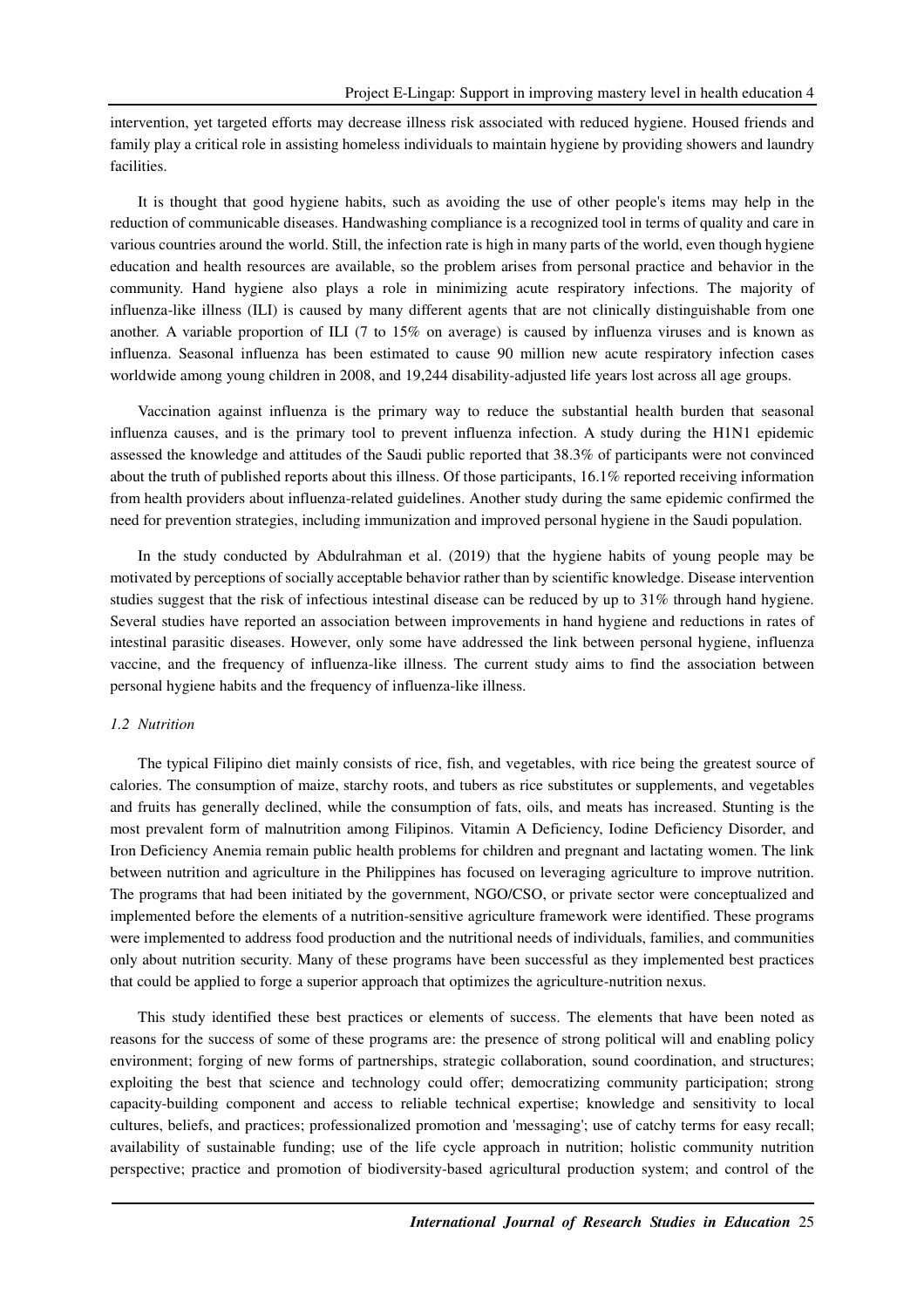intervention, yet targeted efforts may decrease illness risk associated with reduced hygiene. Housed friends and family play a critical role in assisting homeless individuals to maintain hygiene by providing showers and laundry facilities.

It is thought that good hygiene habits, such as avoiding the use of other people's items may help in the reduction of communicable diseases. Handwashing compliance is a recognized tool in terms of quality and care in various countries around the world. Still, the infection rate is high in many parts of the world, even though hygiene education and health resources are available, so the problem arises from personal practice and behavior in the community. Hand hygiene also plays a role in minimizing acute respiratory infections. The majority of influenza-like illness (ILI) is caused by many different agents that are not clinically distinguishable from one another. A variable proportion of ILI (7 to 15% on average) is caused by influenza viruses and is known as influenza. Seasonal influenza has been estimated to cause 90 million new acute respiratory infection cases worldwide among young children in 2008, and 19,244 disability-adjusted life years lost across all age groups.

Vaccination against influenza is the primary way to reduce the substantial health burden that seasonal influenza causes, and is the primary tool to prevent influenza infection. A study during the H1N1 epidemic assessed the knowledge and attitudes of the Saudi public reported that 38.3% of participants were not convinced about the truth of published reports about this illness. Of those participants, 16.1% reported receiving information from health providers about influenza-related guidelines. Another study during the same epidemic confirmed the need for prevention strategies, including immunization and improved personal hygiene in the Saudi population.

In the study conducted by Abdulrahman et al. (2019) that the hygiene habits of young people may be motivated by perceptions of socially acceptable behavior rather than by scientific knowledge. Disease intervention studies suggest that the risk of infectious intestinal disease can be reduced by up to 31% through hand hygiene. Several studies have reported an association between improvements in hand hygiene and reductions in rates of intestinal parasitic diseases. However, only some have addressed the link between personal hygiene, influenza vaccine, and the frequency of influenza-like illness. The current study aims to find the association between personal hygiene habits and the frequency of influenza-like illness.

### *1.2 Nutrition*

The typical Filipino diet mainly consists of rice, fish, and vegetables, with rice being the greatest source of calories. The consumption of maize, starchy roots, and tubers as rice substitutes or supplements, and vegetables and fruits has generally declined, while the consumption of fats, oils, and meats has increased. Stunting is the most prevalent form of malnutrition among Filipinos. Vitamin A Deficiency, Iodine Deficiency Disorder, and Iron Deficiency Anemia remain public health problems for children and pregnant and lactating women. The link between nutrition and agriculture in the Philippines has focused on leveraging agriculture to improve nutrition. The programs that had been initiated by the government, NGO/CSO, or private sector were conceptualized and implemented before the elements of a nutrition-sensitive agriculture framework were identified. These programs were implemented to address food production and the nutritional needs of individuals, families, and communities only about nutrition security. Many of these programs have been successful as they implemented best practices that could be applied to forge a superior approach that optimizes the agriculture-nutrition nexus.

This study identified these best practices or elements of success. The elements that have been noted as reasons for the success of some of these programs are: the presence of strong political will and enabling policy environment; forging of new forms of partnerships, strategic collaboration, sound coordination, and structures; exploiting the best that science and technology could offer; democratizing community participation; strong capacity-building component and access to reliable technical expertise; knowledge and sensitivity to local cultures, beliefs, and practices; professionalized promotion and 'messaging'; use of catchy terms for easy recall; availability of sustainable funding; use of the life cycle approach in nutrition; holistic community nutrition perspective; practice and promotion of biodiversity-based agricultural production system; and control of the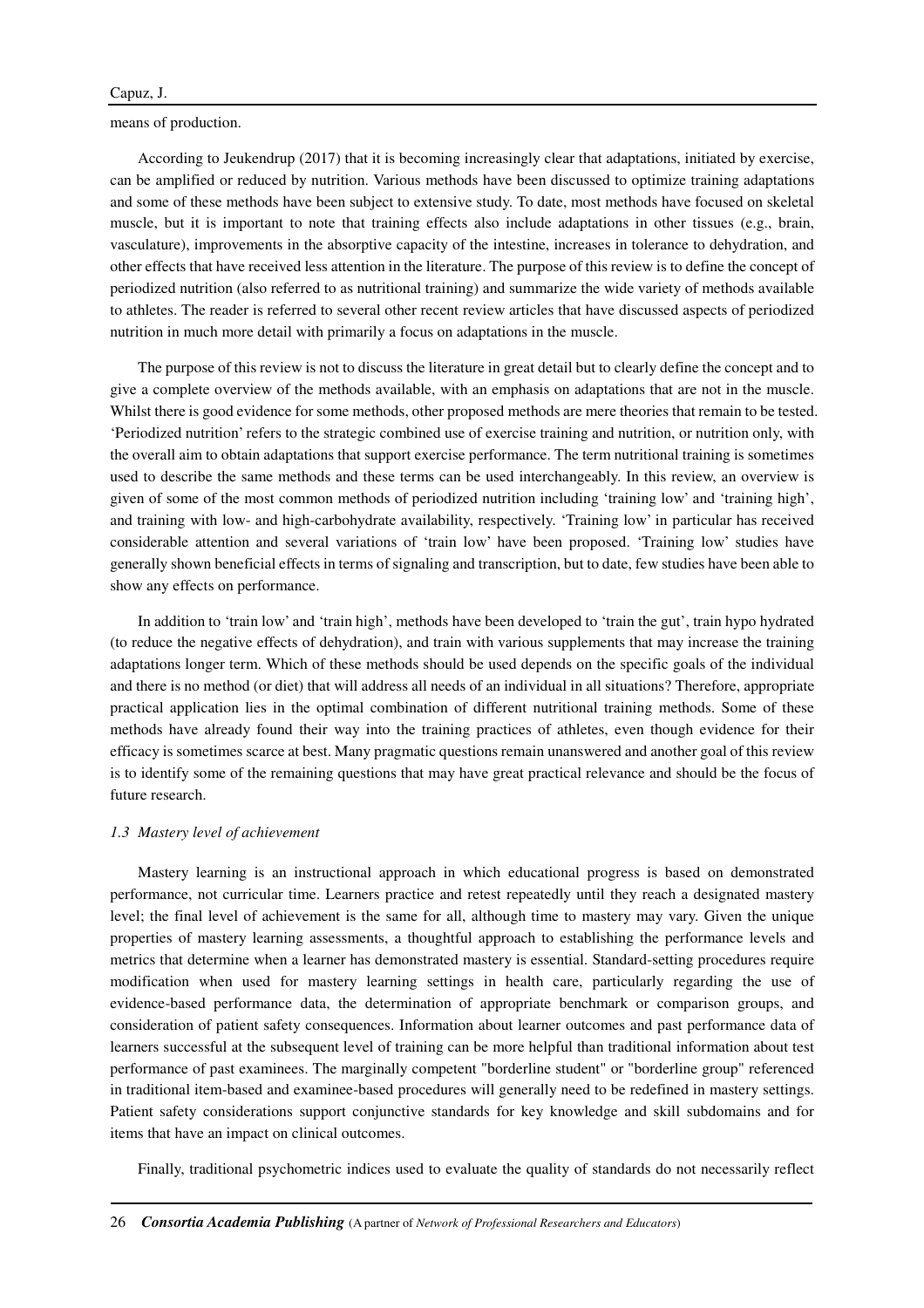means of production.

According to Jeukendrup (2017) that it is becoming increasingly clear that adaptations, initiated by exercise, can be amplified or reduced by nutrition. Various methods have been discussed to optimize training adaptations and some of these methods have been subject to extensive study. To date, most methods have focused on skeletal muscle, but it is important to note that training effects also include adaptations in other tissues (e.g., brain, vasculature), improvements in the absorptive capacity of the intestine, increases in tolerance to dehydration, and other effects that have received less attention in the literature. The purpose of this review is to define the concept of periodized nutrition (also referred to as nutritional training) and summarize the wide variety of methods available to athletes. The reader is referred to several other recent review articles that have discussed aspects of periodized nutrition in much more detail with primarily a focus on adaptations in the muscle.

The purpose of this review is not to discuss the literature in great detail but to clearly define the concept and to give a complete overview of the methods available, with an emphasis on adaptations that are not in the muscle. Whilst there is good evidence for some methods, other proposed methods are mere theories that remain to be tested. 'Periodized nutrition' refers to the strategic combined use of exercise training and nutrition, or nutrition only, with the overall aim to obtain adaptations that support exercise performance. The term nutritional training is sometimes used to describe the same methods and these terms can be used interchangeably. In this review, an overview is given of some of the most common methods of periodized nutrition including 'training low' and 'training high', and training with low- and high-carbohydrate availability, respectively. 'Training low' in particular has received considerable attention and several variations of 'train low' have been proposed. 'Training low' studies have generally shown beneficial effects in terms of signaling and transcription, but to date, few studies have been able to show any effects on performance.

In addition to 'train low' and 'train high', methods have been developed to 'train the gut', train hypo hydrated (to reduce the negative effects of dehydration), and train with various supplements that may increase the training adaptations longer term. Which of these methods should be used depends on the specific goals of the individual and there is no method (or diet) that will address all needs of an individual in all situations? Therefore, appropriate practical application lies in the optimal combination of different nutritional training methods. Some of these methods have already found their way into the training practices of athletes, even though evidence for their efficacy is sometimes scarce at best. Many pragmatic questions remain unanswered and another goal of this review is to identify some of the remaining questions that may have great practical relevance and should be the focus of future research.

### *1.3 Mastery level of achievement*

Mastery learning is an instructional approach in which educational progress is based on demonstrated performance, not curricular time. Learners practice and retest repeatedly until they reach a designated mastery level; the final level of achievement is the same for all, although time to mastery may vary. Given the unique properties of mastery learning assessments, a thoughtful approach to establishing the performance levels and metrics that determine when a learner has demonstrated mastery is essential. Standard-setting procedures require modification when used for mastery learning settings in health care, particularly regarding the use of evidence-based performance data, the determination of appropriate benchmark or comparison groups, and consideration of patient safety consequences. Information about learner outcomes and past performance data of learners successful at the subsequent level of training can be more helpful than traditional information about test performance of past examinees. The marginally competent "borderline student" or "borderline group" referenced in traditional item-based and examinee-based procedures will generally need to be redefined in mastery settings. Patient safety considerations support conjunctive standards for key knowledge and skill subdomains and for items that have an impact on clinical outcomes.

Finally, traditional psychometric indices used to evaluate the quality of standards do not necessarily reflect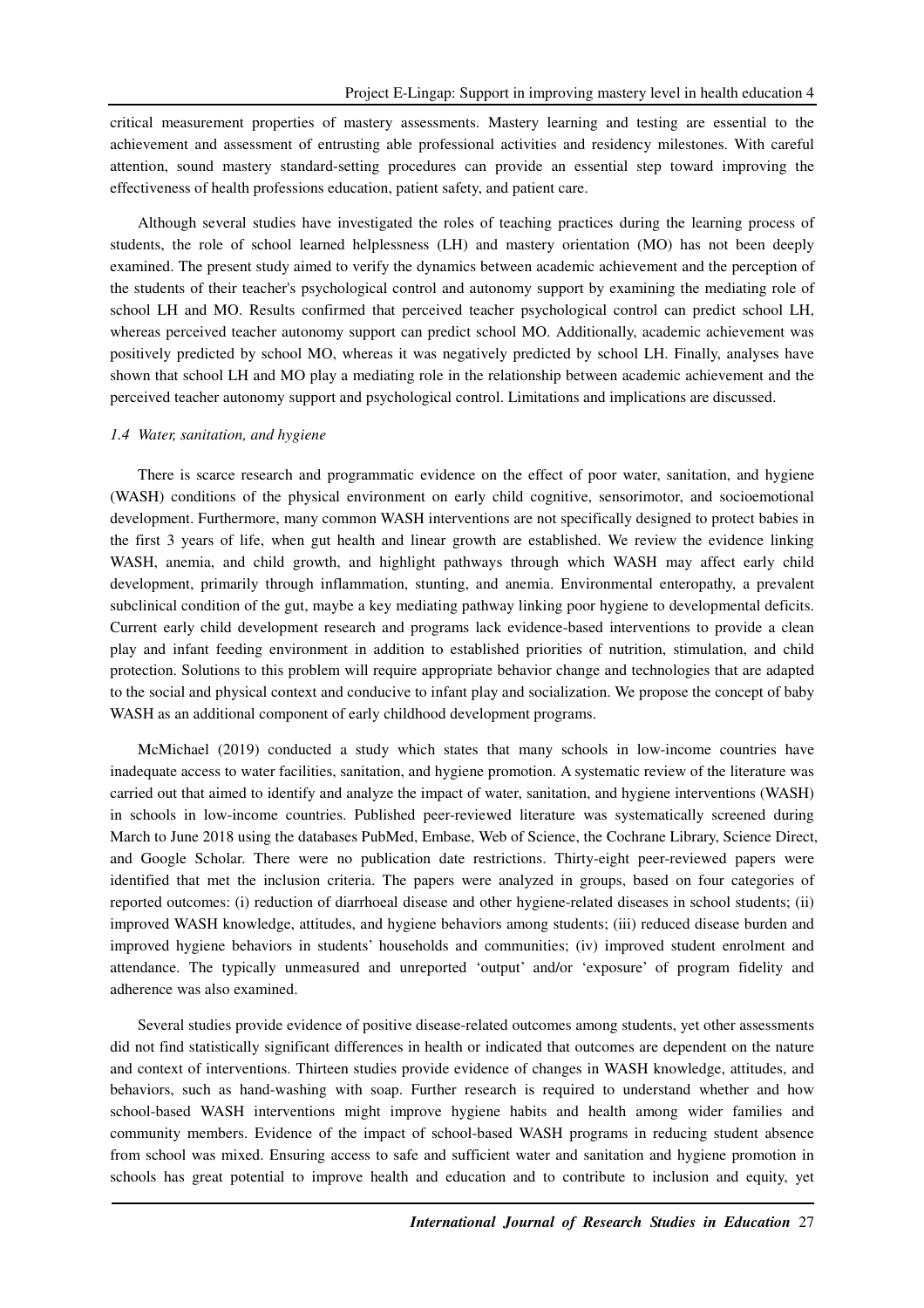critical measurement properties of mastery assessments. Mastery learning and testing are essential to the achievement and assessment of entrusting able professional activities and residency milestones. With careful attention, sound mastery standard-setting procedures can provide an essential step toward improving the effectiveness of health professions education, patient safety, and patient care.

Although several studies have investigated the roles of teaching practices during the learning process of students, the role of school learned helplessness (LH) and mastery orientation (MO) has not been deeply examined. The present study aimed to verify the dynamics between academic achievement and the perception of the students of their teacher's psychological control and autonomy support by examining the mediating role of school LH and MO. Results confirmed that perceived teacher psychological control can predict school LH, whereas perceived teacher autonomy support can predict school MO. Additionally, academic achievement was positively predicted by school MO, whereas it was negatively predicted by school LH. Finally, analyses have shown that school LH and MO play a mediating role in the relationship between academic achievement and the perceived teacher autonomy support and psychological control. Limitations and implications are discussed.

### *1.4 Water, sanitation, and hygiene*

There is scarce research and programmatic evidence on the effect of poor water, sanitation, and hygiene (WASH) conditions of the physical environment on early child cognitive, sensorimotor, and socioemotional development. Furthermore, many common WASH interventions are not specifically designed to protect babies in the first 3 years of life, when gut health and linear growth are established. We review the evidence linking WASH, anemia, and child growth, and highlight pathways through which WASH may affect early child development, primarily through inflammation, stunting, and anemia. Environmental enteropathy, a prevalent subclinical condition of the gut, maybe a key mediating pathway linking poor hygiene to developmental deficits. Current early child development research and programs lack evidence-based interventions to provide a clean play and infant feeding environment in addition to established priorities of nutrition, stimulation, and child protection. Solutions to this problem will require appropriate behavior change and technologies that are adapted to the social and physical context and conducive to infant play and socialization. We propose the concept of baby WASH as an additional component of early childhood development programs.

McMichael (2019) conducted a study which states that many schools in low-income countries have inadequate access to water facilities, sanitation, and hygiene promotion. A systematic review of the literature was carried out that aimed to identify and analyze the impact of water, sanitation, and hygiene interventions (WASH) in schools in low-income countries. Published peer-reviewed literature was systematically screened during March to June 2018 using the databases PubMed, Embase, Web of Science, the Cochrane Library, Science Direct, and Google Scholar. There were no publication date restrictions. Thirty-eight peer-reviewed papers were identified that met the inclusion criteria. The papers were analyzed in groups, based on four categories of reported outcomes: (i) reduction of diarrhoeal disease and other hygiene-related diseases in school students; (ii) improved WASH knowledge, attitudes, and hygiene behaviors among students; (iii) reduced disease burden and improved hygiene behaviors in students' households and communities; (iv) improved student enrolment and attendance. The typically unmeasured and unreported 'output' and/or 'exposure' of program fidelity and adherence was also examined.

Several studies provide evidence of positive disease-related outcomes among students, yet other assessments did not find statistically significant differences in health or indicated that outcomes are dependent on the nature and context of interventions. Thirteen studies provide evidence of changes in WASH knowledge, attitudes, and behaviors, such as hand-washing with soap. Further research is required to understand whether and how school-based WASH interventions might improve hygiene habits and health among wider families and community members. Evidence of the impact of school-based WASH programs in reducing student absence from school was mixed. Ensuring access to safe and sufficient water and sanitation and hygiene promotion in schools has great potential to improve health and education and to contribute to inclusion and equity, yet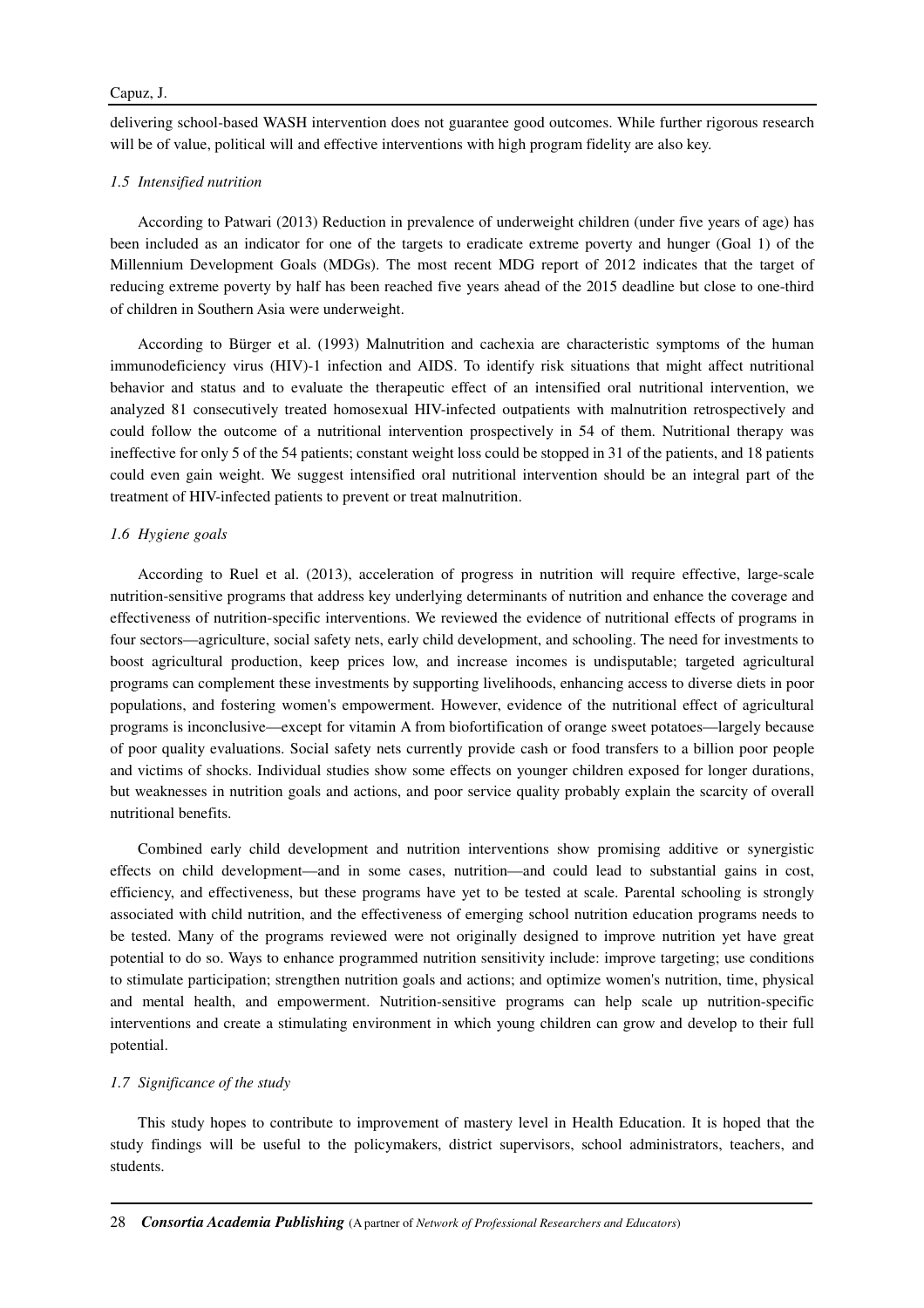delivering school-based WASH intervention does not guarantee good outcomes. While further rigorous research will be of value, political will and effective interventions with high program fidelity are also key.

### *1.5 Intensified nutrition*

According to Patwari (2013) Reduction in prevalence of underweight children (under five years of age) has been included as an indicator for one of the targets to eradicate extreme poverty and hunger (Goal 1) of the Millennium Development Goals (MDGs). The most recent MDG report of 2012 indicates that the target of reducing extreme poverty by half has been reached five years ahead of the 2015 deadline but close to one-third of children in Southern Asia were underweight.

According to Bürger et al. (1993) Malnutrition and cachexia are characteristic symptoms of the human immunodeficiency virus (HIV)-1 infection and AIDS. To identify risk situations that might affect nutritional behavior and status and to evaluate the therapeutic effect of an intensified oral nutritional intervention, we analyzed 81 consecutively treated homosexual HIV-infected outpatients with malnutrition retrospectively and could follow the outcome of a nutritional intervention prospectively in 54 of them. Nutritional therapy was ineffective for only 5 of the 54 patients; constant weight loss could be stopped in 31 of the patients, and 18 patients could even gain weight. We suggest intensified oral nutritional intervention should be an integral part of the treatment of HIV-infected patients to prevent or treat malnutrition.

### *1.6 Hygiene goals*

According to Ruel et al. (2013), acceleration of progress in nutrition will require effective, large-scale nutrition-sensitive programs that address key underlying determinants of nutrition and enhance the coverage and effectiveness of nutrition-specific interventions. We reviewed the evidence of nutritional effects of programs in four sectors—agriculture, social safety nets, early child development, and schooling. The need for investments to boost agricultural production, keep prices low, and increase incomes is undisputable; targeted agricultural programs can complement these investments by supporting livelihoods, enhancing access to diverse diets in poor populations, and fostering women's empowerment. However, evidence of the nutritional effect of agricultural programs is inconclusive—except for vitamin A from biofortification of orange sweet potatoes—largely because of poor quality evaluations. Social safety nets currently provide cash or food transfers to a billion poor people and victims of shocks. Individual studies show some effects on younger children exposed for longer durations, but weaknesses in nutrition goals and actions, and poor service quality probably explain the scarcity of overall nutritional benefits.

Combined early child development and nutrition interventions show promising additive or synergistic effects on child development—and in some cases, nutrition—and could lead to substantial gains in cost, efficiency, and effectiveness, but these programs have yet to be tested at scale. Parental schooling is strongly associated with child nutrition, and the effectiveness of emerging school nutrition education programs needs to be tested. Many of the programs reviewed were not originally designed to improve nutrition yet have great potential to do so. Ways to enhance programmed nutrition sensitivity include: improve targeting; use conditions to stimulate participation; strengthen nutrition goals and actions; and optimize women's nutrition, time, physical and mental health, and empowerment. Nutrition-sensitive programs can help scale up nutrition-specific interventions and create a stimulating environment in which young children can grow and develop to their full potential.

### *1.7 Significance of the study*

This study hopes to contribute to improvement of mastery level in Health Education. It is hoped that the study findings will be useful to the policymakers, district supervisors, school administrators, teachers, and students.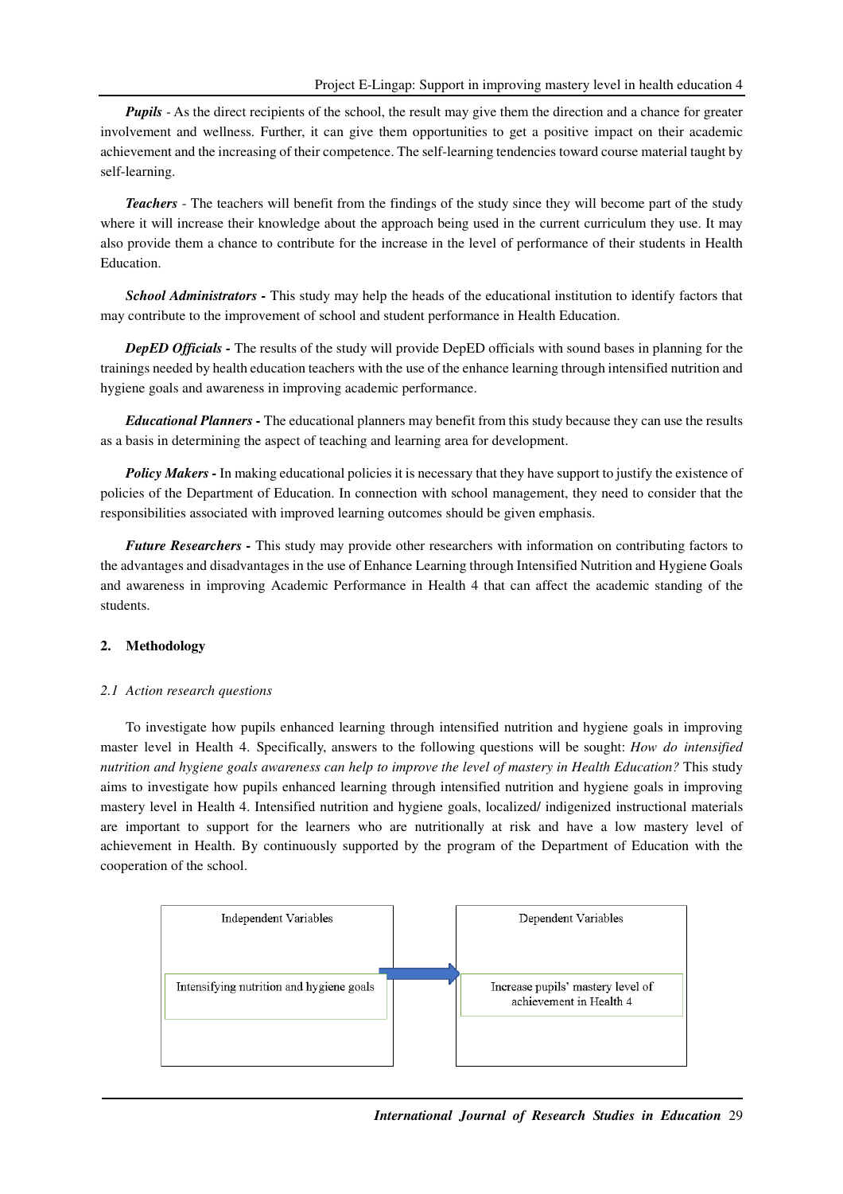***Pupils*** - As the direct recipients of the school, the result may give them the direction and a chance for greater involvement and wellness. Further, it can give them opportunities to get a positive impact on their academic achievement and the increasing of their competence. The self-learning tendencies toward course material taught by self-learning.

***Teachers*** - The teachers will benefit from the findings of the study since they will become part of the study where it will increase their knowledge about the approach being used in the current curriculum they use. It may also provide them a chance to contribute for the increase in the level of performance of their students in Health Education.

***School Administrators*** **-** This study may help the heads of the educational institution to identify factors that may contribute to the improvement of school and student performance in Health Education.

***DepED Officials*** **-** The results of the study will provide DepED officials with sound bases in planning for the trainings needed by health education teachers with the use of the enhance learning through intensified nutrition and hygiene goals and awareness in improving academic performance.

***Educational Planners*** **-** The educational planners may benefit from this study because they can use the results as a basis in determining the aspect of teaching and learning area for development.

***Policy Makers*** **-** In making educational policies it is necessary that they have support to justify the existence of policies of the Department of Education. In connection with school management, they need to consider that the responsibilities associated with improved learning outcomes should be given emphasis.

***Future Researchers*** **-** This study may provide other researchers with information on contributing factors to the advantages and disadvantages in the use of Enhance Learning through Intensified Nutrition and Hygiene Goals and awareness in improving Academic Performance in Health 4 that can affect the academic standing of the students.

## 2. Methodology

### *2.1 Action research questions*

To investigate how pupils enhanced learning through intensified nutrition and hygiene goals in improving master level in Health 4. Specifically, answers to the following questions will be sought: *How do intensified nutrition and hygiene goals awareness can help to improve the level of mastery in Health Education?* This study aims to investigate how pupils enhanced learning through intensified nutrition and hygiene goals in improving mastery level in Health 4. Intensified nutrition and hygiene goals, localized/ indigenized instructional materials are important to support for the learners who are nutritionally at risk and have a low mastery level of achievement in Health. By continuously supported by the program of the Department of Education with the cooperation of the school.

| Independent Variables | | Dependent Variables |
|---|---|---|
| Intensifying nutrition and hygiene goals | → | Increase pupils' mastery level of achievement in Health 4 |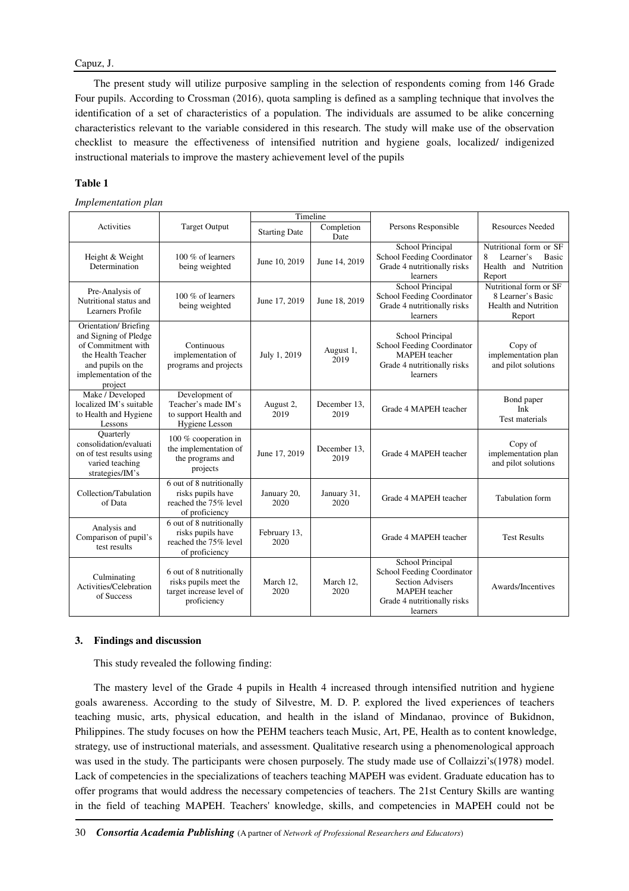The present study will utilize purposive sampling in the selection of respondents coming from 146 Grade Four pupils. According to Crossman (2016), quota sampling is defined as a sampling technique that involves the identification of a set of characteristics of a population. The individuals are assumed to be alike concerning characteristics relevant to the variable considered in this research. The study will make use of the observation checklist to measure the effectiveness of intensified nutrition and hygiene goals, localized/ indigenized instructional materials to improve the mastery achievement level of the pupils

**Table 1**

*Implementation plan*

| Activities | Target Output | Timeline | | Persons Responsible | Resources Needed |
|---|---|---|---|---|---|
| | | Starting Date | Completion Date | | |
| Height & Weight Determination | 100 % of learners being weighted | June 10, 2019 | June 14, 2019 | School Principal School Feeding Coordinator Grade 4 nutritionally risks learners | Nutritional form or SF 8 Learner's Basic Health and Nutrition Report |
| Pre-Analysis of Nutritional status and Learners Profile | 100 % of learners being weighted | June 17, 2019 | June 18, 2019 | School Principal School Feeding Coordinator Grade 4 nutritionally risks learners | Nutritional form or SF 8 Learner's Basic Health and Nutrition Report |
| Orientation/ Briefing and Signing of Pledge of Commitment with the Health Teacher and pupils on the implementation of the project | Continuous implementation of programs and projects | July 1, 2019 | August 1, 2019 | School Principal School Feeding Coordinator MAPEH teacher Grade 4 nutritionally risks learners | Copy of implementation plan and pilot solutions |
| Make / Developed localized IM's suitable to Health and Hygiene Lessons | Development of Teacher's made IM's to support Health and Hygiene Lesson | August 2, 2019 | December 13, 2019 | Grade 4 MAPEH teacher | Bond paper Ink Test materials |
| Quarterly consolidation/evaluation of test results using varied teaching strategies/IM's | 100 % cooperation in the implementation of the programs and projects | June 17, 2019 | December 13, 2019 | Grade 4 MAPEH teacher | Copy of implementation plan and pilot solutions |
| Collection/Tabulation of Data | 6 out of 8 nutritionally risks pupils have reached the 75% level of proficiency | January 20, 2020 | January 31, 2020 | Grade 4 MAPEH teacher | Tabulation form |
| Analysis and Comparison of pupil's test results | 6 out of 8 nutritionally risks pupils have reached the 75% level of proficiency | February 13, 2020 | | Grade 4 MAPEH teacher | Test Results |
| Culminating Activities/Celebration of Success | 6 out of 8 nutritionally risks pupils meet the target increase level of proficiency | March 12, 2020 | March 12, 2020 | School Principal School Feeding Coordinator Section Advisers MAPEH teacher Grade 4 nutritionally risks learners | Awards/Incentives |

## 3. Findings and discussion

This study revealed the following finding:

The mastery level of the Grade 4 pupils in Health 4 increased through intensified nutrition and hygiene goals awareness. According to the study of Silvestre, M. D. P. explored the lived experiences of teachers teaching music, arts, physical education, and health in the island of Mindanao, province of Bukidnon, Philippines. The study focuses on how the PEHM teachers teach Music, Art, PE, Health as to content knowledge, strategy, use of instructional materials, and assessment. Qualitative research using a phenomenological approach was used in the study. The participants were chosen purposely. The study made use of Collaizzi's(1978) model. Lack of competencies in the specializations of teachers teaching MAPEH was evident. Graduate education has to offer programs that would address the necessary competencies of teachers. The 21st Century Skills are wanting in the field of teaching MAPEH. Teachers' knowledge, skills, and competencies in MAPEH could not be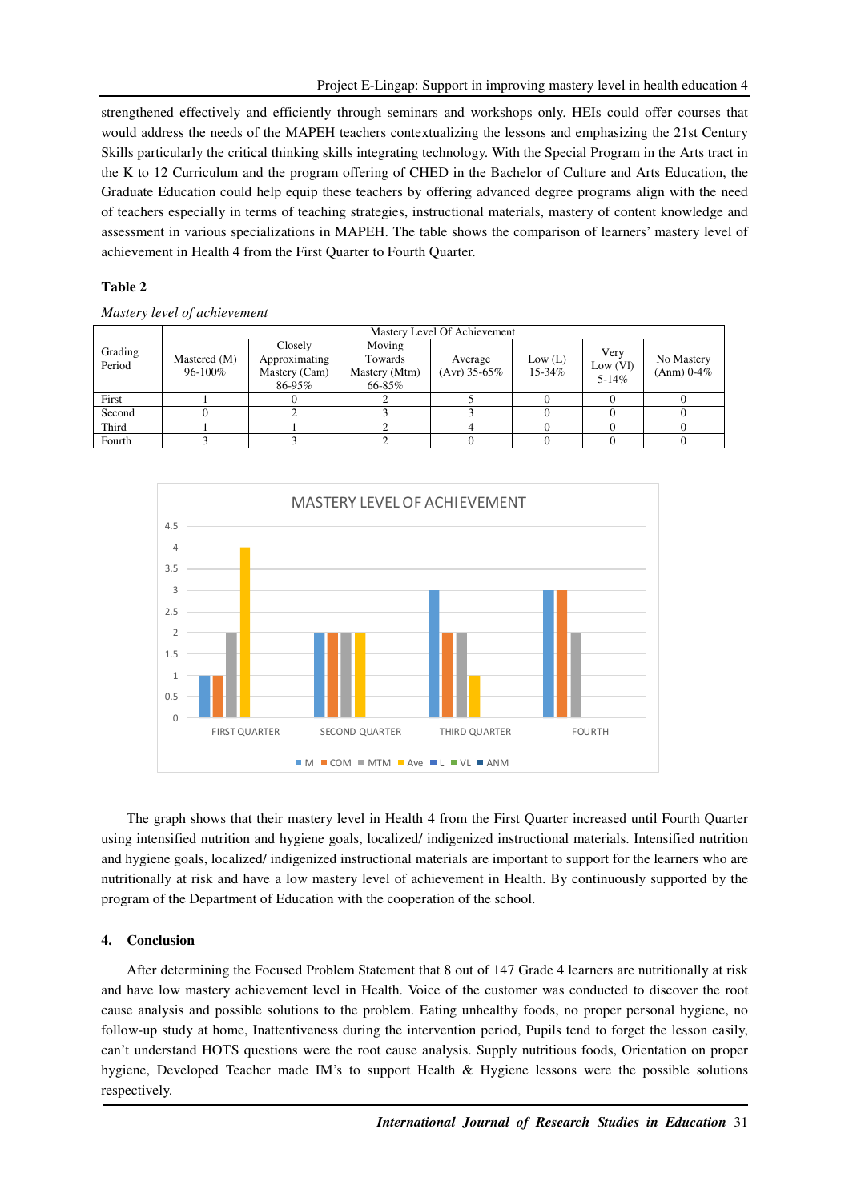strengthened effectively and efficiently through seminars and workshops only. HEIs could offer courses that would address the needs of the MAPEH teachers contextualizing the lessons and emphasizing the 21st Century Skills particularly the critical thinking skills integrating technology. With the Special Program in the Arts tract in the K to 12 Curriculum and the program offering of CHED in the Bachelor of Culture and Arts Education, the Graduate Education could help equip these teachers by offering advanced degree programs align with the need of teachers especially in terms of teaching strategies, instructional materials, mastery of content knowledge and assessment in various specializations in MAPEH. The table shows the comparison of learners' mastery level of achievement in Health 4 from the First Quarter to Fourth Quarter.

**Table 2**

*Mastery level of achievement*

| Grading Period | Mastery Level Of Achievement | | | | | | |
|---|---|---|---|---|---|---|---|
| | Mastered (M) 96-100% | Closely Approximating Mastery (Cam) 86-95% | Moving Towards Mastery (Mtm) 66-85% | Average (Avr) 35-65% | Low (L) 15-34% | Very Low (Vl) 5-14% | No Mastery (Anm) 0-4% |
| First | 1 | 0 | 2 | 5 | 0 | 0 | 0 |
| Second | 0 | 2 | 3 | 3 | 0 | 0 | 0 |
| Third | 1 | 1 | 2 | 4 | 0 | 0 | 0 |
| Fourth | 3 | 3 | 2 | 0 | 0 | 0 | 0 |

The graph shows that their mastery level in Health 4 from the First Quarter increased until Fourth Quarter using intensified nutrition and hygiene goals, localized/ indigenized instructional materials. Intensified nutrition and hygiene goals, localized/ indigenized instructional materials are important to support for the learners who are nutritionally at risk and have a low mastery level of achievement in Health. By continuously supported by the program of the Department of Education with the cooperation of the school.

## 4. Conclusion

After determining the Focused Problem Statement that 8 out of 147 Grade 4 learners are nutritionally at risk and have low mastery achievement level in Health. Voice of the customer was conducted to discover the root cause analysis and possible solutions to the problem. Eating unhealthy foods, no proper personal hygiene, no follow-up study at home, Inattentiveness during the intervention period, Pupils tend to forget the lesson easily, can't understand HOTS questions were the root cause analysis. Supply nutritious foods, Orientation on proper hygiene, Developed Teacher made IM's to support Health & Hygiene lessons were the possible solutions respectively.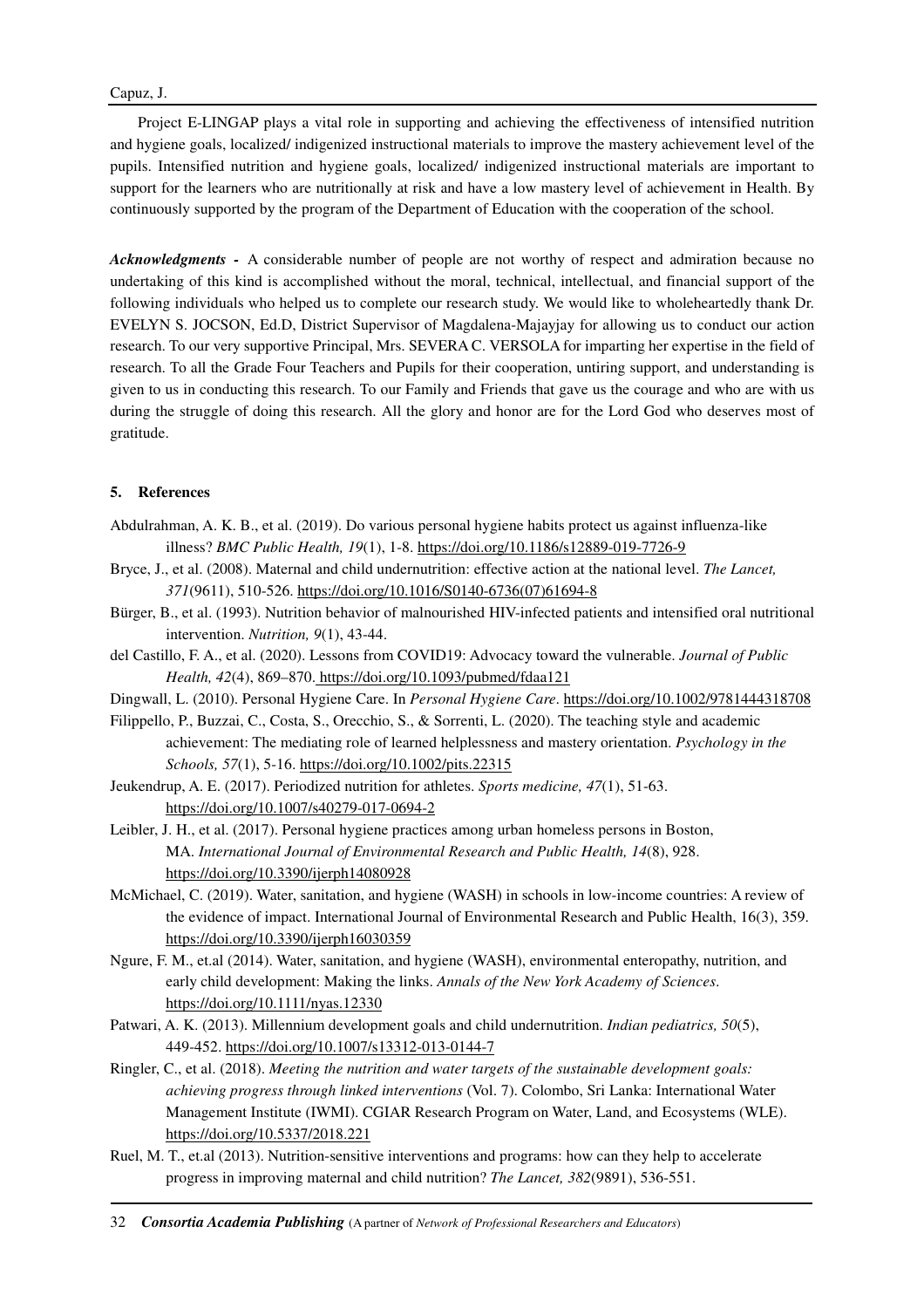Project E-LINGAP plays a vital role in supporting and achieving the effectiveness of intensified nutrition and hygiene goals, localized/ indigenized instructional materials to improve the mastery achievement level of the pupils. Intensified nutrition and hygiene goals, localized/ indigenized instructional materials are important to support for the learners who are nutritionally at risk and have a low mastery level of achievement in Health. By continuously supported by the program of the Department of Education with the cooperation of the school.

***Acknowledgments -*** A considerable number of people are not worthy of respect and admiration because no undertaking of this kind is accomplished without the moral, technical, intellectual, and financial support of the following individuals who helped us to complete our research study. We would like to wholeheartedly thank Dr. EVELYN S. JOCSON, Ed.D, District Supervisor of Magdalena-Majayjay for allowing us to conduct our action research. To our very supportive Principal, Mrs. SEVERA C. VERSOLA for imparting her expertise in the field of research. To all the Grade Four Teachers and Pupils for their cooperation, untiring support, and understanding is given to us in conducting this research. To our Family and Friends that gave us the courage and who are with us during the struggle of doing this research. All the glory and honor are for the Lord God who deserves most of gratitude.

## 5. References

Abdulrahman, A. K. B., et al. (2019). Do various personal hygiene habits protect us against influenza-like illness? *BMC Public Health, 19*(1), 1-8. https://doi.org/10.1186/s12889-019-7726-9

Bryce, J., et al. (2008). Maternal and child undernutrition: effective action at the national level. *The Lancet, 371*(9611), 510-526. https://doi.org/10.1016/S0140-6736(07)61694-8

Bürger, B., et al. (1993). Nutrition behavior of malnourished HIV-infected patients and intensified oral nutritional intervention. *Nutrition, 9*(1), 43-44.

del Castillo, F. A., et al. (2020). Lessons from COVID19: Advocacy toward the vulnerable. *Journal of Public Health, 42*(4), 869–870. https://doi.org/10.1093/pubmed/fdaa121

Dingwall, L. (2010). Personal Hygiene Care. In *Personal Hygiene Care*. https://doi.org/10.1002/9781444318708

Filippello, P., Buzzai, C., Costa, S., Orecchio, S., & Sorrenti, L. (2020). The teaching style and academic achievement: The mediating role of learned helplessness and mastery orientation. *Psychology in the Schools, 57*(1), 5-16. https://doi.org/10.1002/pits.22315

Jeukendrup, A. E. (2017). Periodized nutrition for athletes. *Sports medicine, 47*(1), 51-63. https://doi.org/10.1007/s40279-017-0694-2

Leibler, J. H., et al. (2017). Personal hygiene practices among urban homeless persons in Boston, MA. *International Journal of Environmental Research and Public Health, 14*(8), 928. https://doi.org/10.3390/ijerph14080928

McMichael, C. (2019). Water, sanitation, and hygiene (WASH) in schools in low-income countries: A review of the evidence of impact. International Journal of Environmental Research and Public Health, 16(3), 359. https://doi.org/10.3390/ijerph16030359

Ngure, F. M., et.al (2014). Water, sanitation, and hygiene (WASH), environmental enteropathy, nutrition, and early child development: Making the links. *Annals of the New York Academy of Sciences*. https://doi.org/10.1111/nyas.12330

Patwari, A. K. (2013). Millennium development goals and child undernutrition. *Indian pediatrics, 50*(5), 449-452. https://doi.org/10.1007/s13312-013-0144-7

Ringler, C., et al. (2018). *Meeting the nutrition and water targets of the sustainable development goals: achieving progress through linked interventions* (Vol. 7). Colombo, Sri Lanka: International Water Management Institute (IWMI). CGIAR Research Program on Water, Land, and Ecosystems (WLE). https://doi.org/10.5337/2018.221

Ruel, M. T., et.al (2013). Nutrition-sensitive interventions and programs: how can they help to accelerate progress in improving maternal and child nutrition? *The Lancet, 382*(9891), 536-551.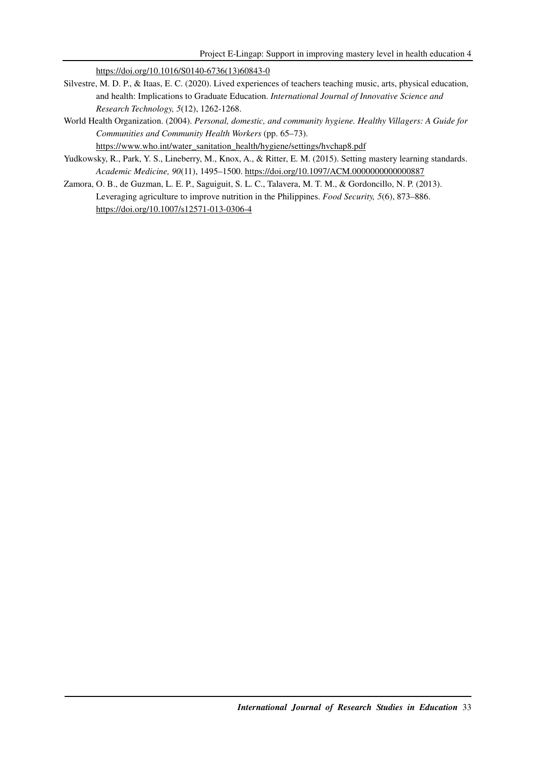https://doi.org/10.1016/S0140-6736(13)60843-0

Silvestre, M. D. P., & Itaas, E. C. (2020). Lived experiences of teachers teaching music, arts, physical education, and health: Implications to Graduate Education. *International Journal of Innovative Science and Research Technology, 5*(12), 1262-1268.

World Health Organization. (2004). *Personal, domestic, and community hygiene. Healthy Villagers: A Guide for Communities and Community Health Workers* (pp. 65–73). https://www.who.int/water_sanitation_health/hygiene/settings/hvchap8.pdf

Yudkowsky, R., Park, Y. S., Lineberry, M., Knox, A., & Ritter, E. M. (2015). Setting mastery learning standards. *Academic Medicine, 90*(11), 1495–1500. https://doi.org/10.1097/ACM.0000000000000887

Zamora, O. B., de Guzman, L. E. P., Saguiguit, S. L. C., Talavera, M. T. M., & Gordoncillo, N. P. (2013). Leveraging agriculture to improve nutrition in the Philippines. *Food Security, 5*(6), 873–886. https://doi.org/10.1007/s12571-013-0306-4